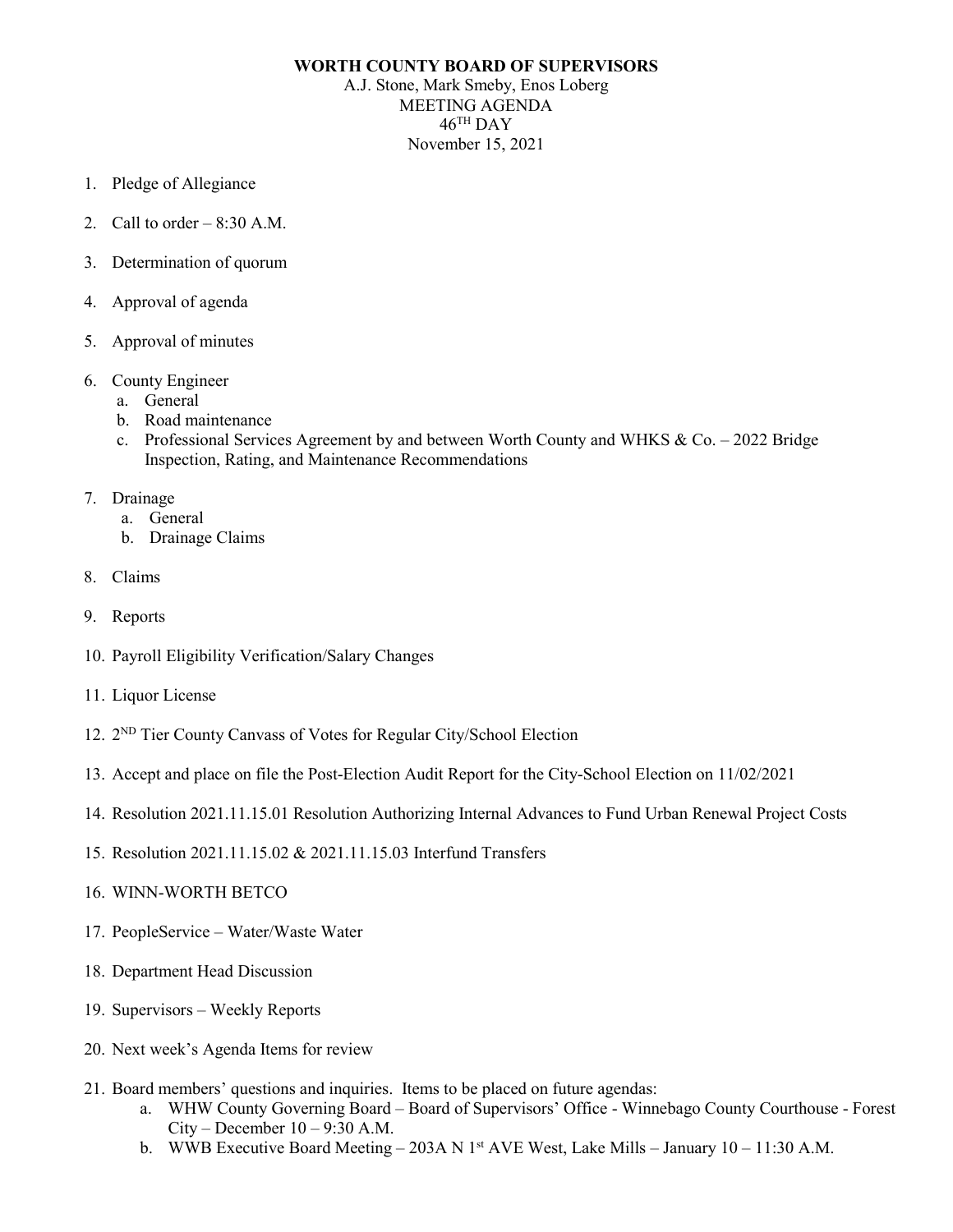**WORTH COUNTY BOARD OF SUPERVISORS**

A.J. Stone, Mark Smeby, Enos Loberg
MEETING AGENDA
46TH DAY
November 15, 2021

1. Pledge of Allegiance
2. Call to order – 8:30 A.M.
3. Determination of quorum
4. Approval of agenda
5. Approval of minutes
6. County Engineer
   a. General
   b. Road maintenance
   c. Professional Services Agreement by and between Worth County and WHKS & Co. – 2022 Bridge Inspection, Rating, and Maintenance Recommendations
7. Drainage
   a. General
   b. Drainage Claims
8. Claims
9. Reports
10. Payroll Eligibility Verification/Salary Changes
11. Liquor License
12. 2ND Tier County Canvass of Votes for Regular City/School Election
13. Accept and place on file the Post-Election Audit Report for the City-School Election on 11/02/2021
14. Resolution 2021.11.15.01 Resolution Authorizing Internal Advances to Fund Urban Renewal Project Costs
15. Resolution 2021.11.15.02 & 2021.11.15.03 Interfund Transfers
16. WINN-WORTH BETCO
17. PeopleService – Water/Waste Water
18. Department Head Discussion
19. Supervisors – Weekly Reports
20. Next week's Agenda Items for review
21. Board members' questions and inquiries. Items to be placed on future agendas:
    a. WHW County Governing Board – Board of Supervisors' Office - Winnebago County Courthouse - Forest City – December 10 – 9:30 A.M.
    b. WWB Executive Board Meeting – 203A N 1st AVE West, Lake Mills – January 10 – 11:30 A.M.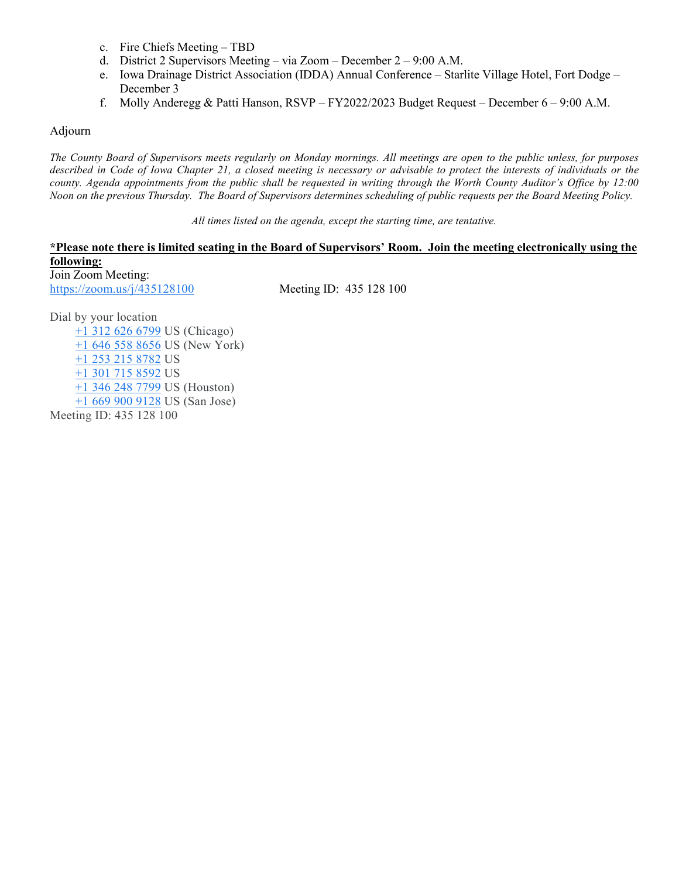c. Fire Chiefs Meeting – TBD
d. District 2 Supervisors Meeting – via Zoom – December 2 – 9:00 A.M.
e. Iowa Drainage District Association (IDDA) Annual Conference – Starlite Village Hotel, Fort Dodge – December 3
f. Molly Anderegg & Patti Hanson, RSVP – FY2022/2023 Budget Request – December 6 – 9:00 A.M.

Adjourn

*The County Board of Supervisors meets regularly on Monday mornings. All meetings are open to the public unless, for purposes described in Code of Iowa Chapter 21, a closed meeting is necessary or advisable to protect the interests of individuals or the county. Agenda appointments from the public shall be requested in writing through the Worth County Auditor's Office by 12:00 Noon on the previous Thursday. The Board of Supervisors determines scheduling of public requests per the Board Meeting Policy.*

*All times listed on the agenda, except the starting time, are tentative.*

**\*Please note there is limited seating in the Board of Supervisors' Room. Join the meeting electronically using the following:**

Join Zoom Meeting:
https://zoom.us/j/435128100 Meeting ID: 435 128 100

Dial by your location
+1 312 626 6799 US (Chicago)
+1 646 558 8656 US (New York)
+1 253 215 8782 US
+1 301 715 8592 US
+1 346 248 7799 US (Houston)
+1 669 900 9128 US (San Jose)
Meeting ID: 435 128 100